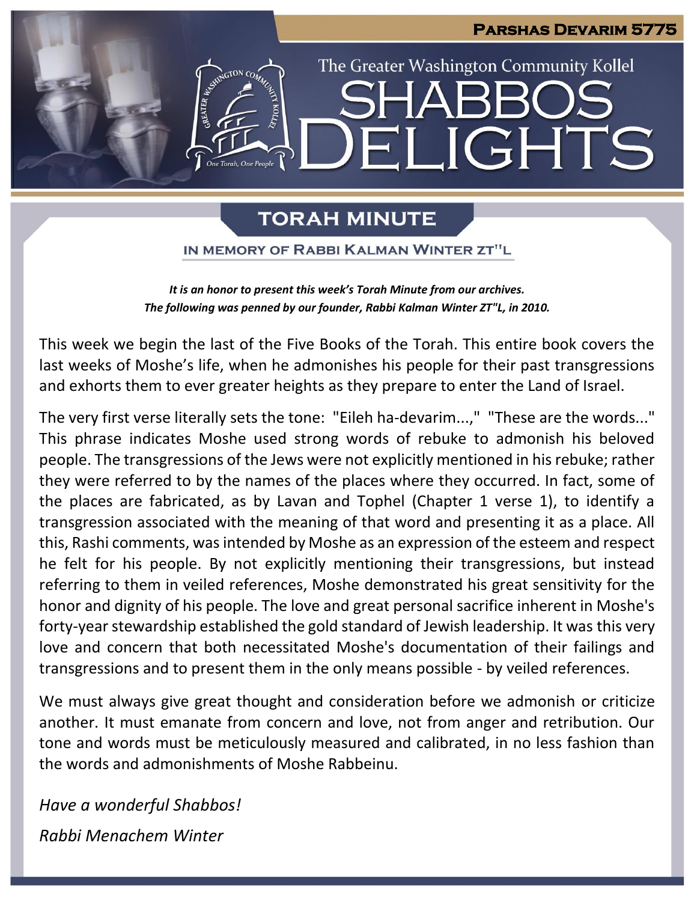**Parshas Devarim 5775**

The Greater Washington Community Kollel

# SHABBOS DELIGHTS

## TORAH MINUTE

### IN MEMORY OF RABBI KALMAN WINTER ZT"L

***It is an honor to present this week's Torah Minute from our archives.***
***The following was penned by our founder, Rabbi Kalman Winter ZT"L, in 2010.***

This week we begin the last of the Five Books of the Torah. This entire book covers the last weeks of Moshe's life, when he admonishes his people for their past transgressions and exhorts them to ever greater heights as they prepare to enter the Land of Israel.

The very first verse literally sets the tone: "Eileh ha-devarim...," "These are the words..." This phrase indicates Moshe used strong words of rebuke to admonish his beloved people. The transgressions of the Jews were not explicitly mentioned in his rebuke; rather they were referred to by the names of the places where they occurred. In fact, some of the places are fabricated, as by Lavan and Tophel (Chapter 1 verse 1), to identify a transgression associated with the meaning of that word and presenting it as a place. All this, Rashi comments, was intended by Moshe as an expression of the esteem and respect he felt for his people. By not explicitly mentioning their transgressions, but instead referring to them in veiled references, Moshe demonstrated his great sensitivity for the honor and dignity of his people. The love and great personal sacrifice inherent in Moshe's forty-year stewardship established the gold standard of Jewish leadership. It was this very love and concern that both necessitated Moshe's documentation of their failings and transgressions and to present them in the only means possible - by veiled references.

We must always give great thought and consideration before we admonish or criticize another. It must emanate from concern and love, not from anger and retribution. Our tone and words must be meticulously measured and calibrated, in no less fashion than the words and admonishments of Moshe Rabbeinu.

*Have a wonderful Shabbos!*

*Rabbi Menachem Winter*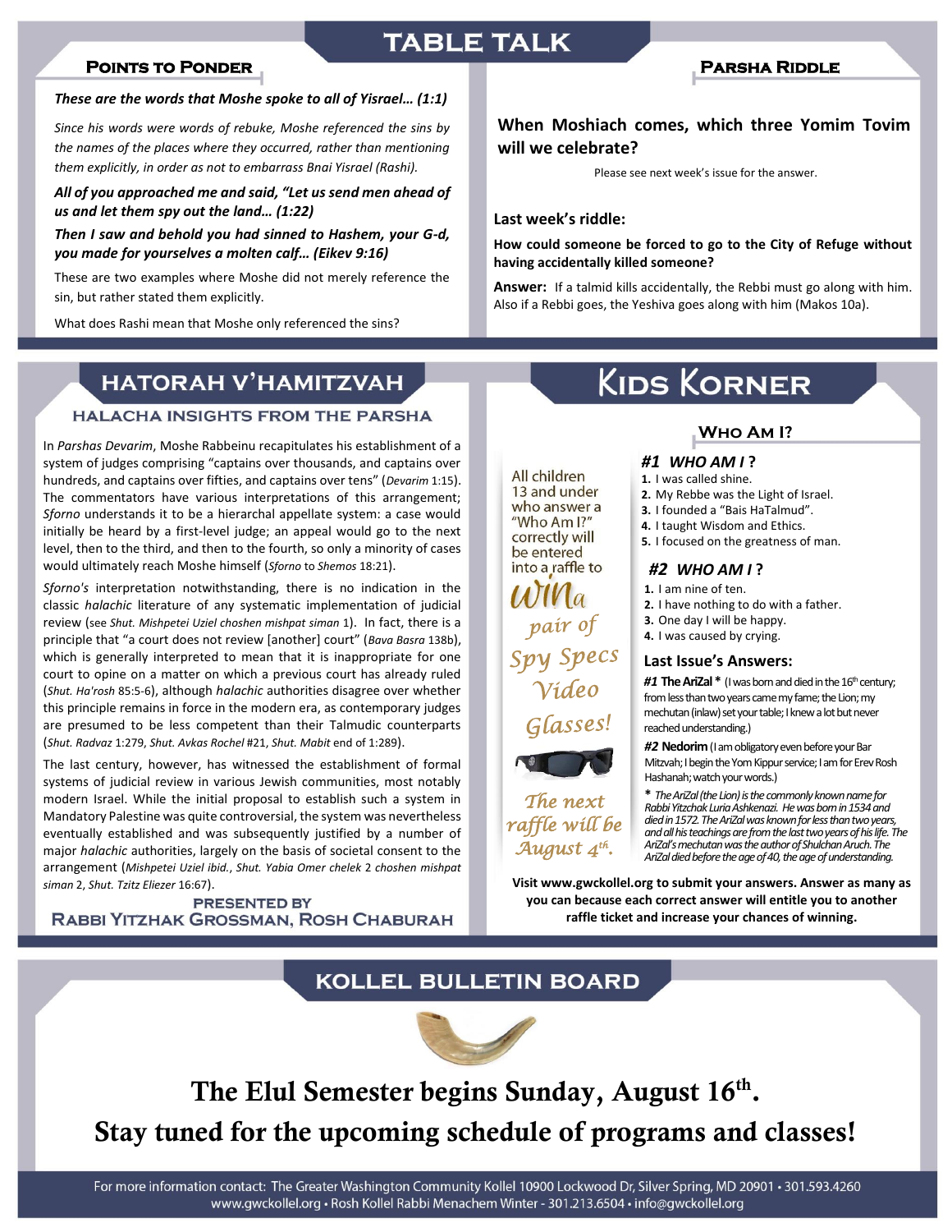# TABLE TALK

## Points to Ponder

***These are the words that Moshe spoke to all of Yisrael… (1:1)***

*Since his words were words of rebuke, Moshe referenced the sins by the names of the places where they occurred, rather than mentioning them explicitly, in order as not to embarrass Bnai Yisrael (Rashi).*

***All of you approached me and said, "Let us send men ahead of us and let them spy out the land… (1:22)***

***Then I saw and behold you had sinned to Hashem, your G-d, you made for yourselves a molten calf… (Eikev 9:16)***

These are two examples where Moshe did not merely reference the sin, but rather stated them explicitly.

What does Rashi mean that Moshe only referenced the sins?

## Parsha Riddle

**When Moshiach comes, which three Yomim Tovim will we celebrate?**

Please see next week's issue for the answer.

**Last week's riddle:**

**How could someone be forced to go to the City of Refuge without having accidentally killed someone?**

**Answer:** If a talmid kills accidentally, the Rebbi must go along with him. Also if a Rebbi goes, the Yeshiva goes along with him (Makos 10a).

# HATORAH V'HAMITZVAH

## Halacha Insights from the Parsha

In *Parshas Devarim*, Moshe Rabbeinu recapitulates his establishment of a system of judges comprising "captains over thousands, and captains over hundreds, and captains over fifties, and captains over tens" (*Devarim* 1:15). The commentators have various interpretations of this arrangement; *Sforno* understands it to be a hierarchal appellate system: a case would initially be heard by a first-level judge; an appeal would go to the next level, then to the third, and then to the fourth, so only a minority of cases would ultimately reach Moshe himself (*Sforno* to *Shemos* 18:21).

*Sforno's* interpretation notwithstanding, there is no indication in the classic *halachic* literature of any systematic implementation of judicial review (see *Shut. Mishpetei Uziel choshen mishpat siman* 1). In fact, there is a principle that "a court does not review [another] court" (*Bava Basra* 138b), which is generally interpreted to mean that it is inappropriate for one court to opine on a matter on which a previous court has already ruled (*Shut. Ha'rosh* 85:5-6), although *halachic* authorities disagree over whether this principle remains in force in the modern era, as contemporary judges are presumed to be less competent than their Talmudic counterparts (*Shut. Radvaz* 1:279, *Shut. Avkas Rochel* #21, *Shut. Mabit* end of 1:289).

The last century, however, has witnessed the establishment of formal systems of judicial review in various Jewish communities, most notably modern Israel. While the initial proposal to establish such a system in Mandatory Palestine was quite controversial, the system was nevertheless eventually established and was subsequently justified by a number of major *halachic* authorities, largely on the basis of societal consent to the arrangement (*Mishpetei Uziel ibid.*, *Shut. Yabia Omer chelek* 2 *choshen mishpat siman* 2, *Shut. Tzitz Eliezer* 16:67).

Presented by
Rabbi Yitzhak Grossman, Rosh Chaburah

# Kids Korner

## Who Am I?

All children 13 and under who answer a "Who Am I?" correctly will be entered into a raffle to *win a pair of Spy Specs Video Glasses!*

*The next raffle will be August 4th.*

### #1 WHO AM I ?

1. I was called shine.
2. My Rebbe was the Light of Israel.
3. I founded a "Bais HaTalmud".
4. I taught Wisdom and Ethics.
5. I focused on the greatness of man.

### #2 WHO AM I ?

1. I am nine of ten.
2. I have nothing to do with a father.
3. One day I will be happy.
4. I was caused by crying.

### Last Issue's Answers:

**#1 The AriZal *** (I was born and died in the 16th century; from less than two years came my fame; the Lion; my mechutan (inlaw) set your table; I knew a lot but never reached understanding.)

**#2 Nedorim** (I am obligatory even before your Bar Mitzvah; I begin the Yom Kippur service; I am for Erev Rosh Hashanah; watch your words.)

*\* The AriZal (the Lion) is the commonly known name for Rabbi Yitzchak Luria Ashkenazi. He was born in 1534 and died in 1572. The AriZal was known for less than two years, and all his teachings are from the last two years of his life. The AriZal's mechutan was the author of Shulchan Aruch. The AriZal died before the age of 40, the age of understanding.*

**Visit www.gwckollel.org to submit your answers. Answer as many as you can because each correct answer will entitle you to another raffle ticket and increase your chances of winning.**

# KOLLEL BULLETIN BOARD

**The Elul Semester begins Sunday, August 16th.**

**Stay tuned for the upcoming schedule of programs and classes!**

For more information contact: The Greater Washington Community Kollel 10900 Lockwood Dr, Silver Spring, MD 20901 • 301.593.4260
www.gwckollel.org • Rosh Kollel Rabbi Menachem Winter - 301.213.6504 • info@gwckollel.org